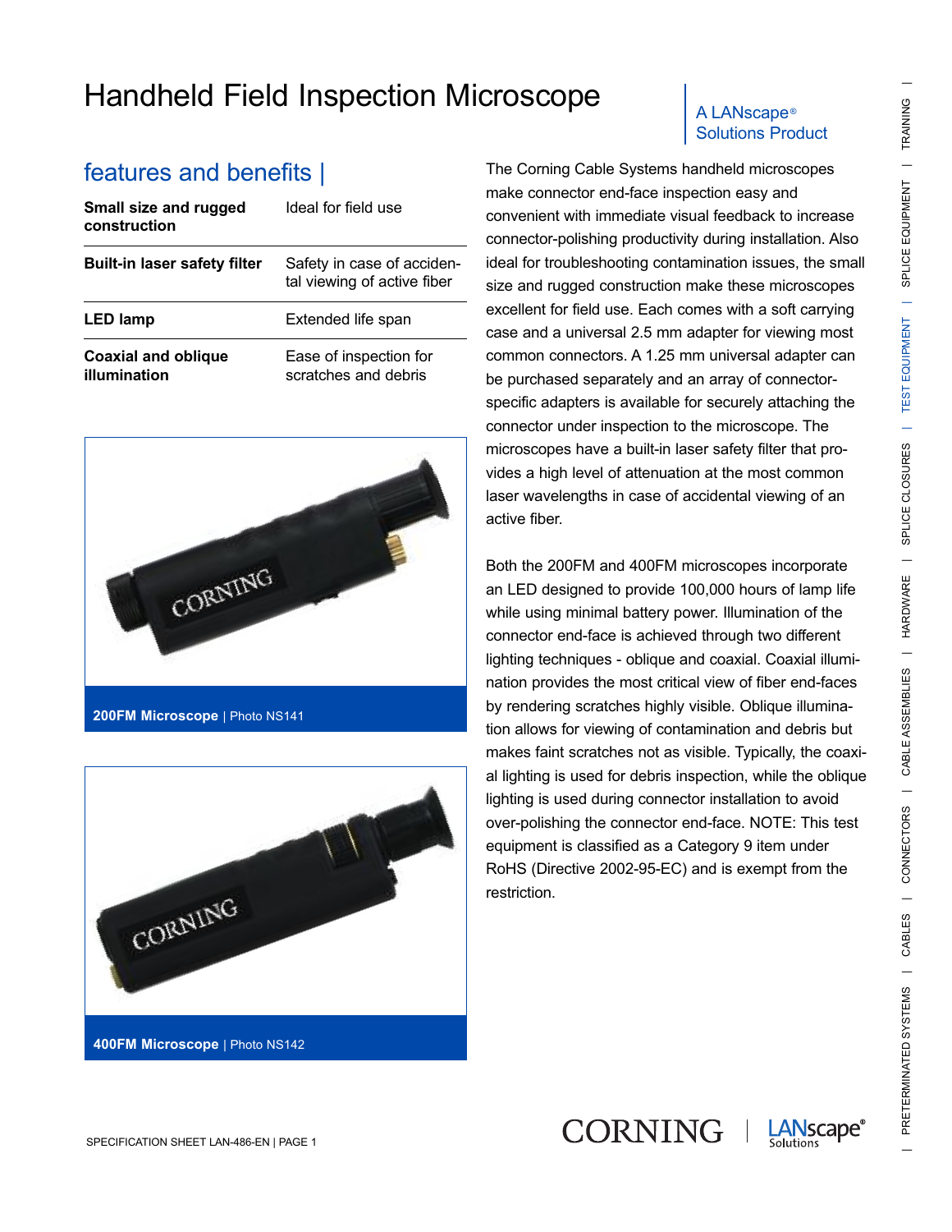# Handheld Field Inspection Microscope

A LANscape® Solutions Product

## features and benefits |

| | |
|---|---|
| **Small size and rugged construction** | Ideal for field use |
| **Built-in laser safety filter** | Safety in case of accidental viewing of active fiber |
| **LED lamp** | Extended life span |
| **Coaxial and oblique illumination** | Ease of inspection for scratches and debris |

**200FM Microscope** | Photo NS141

**400FM Microscope** | Photo NS142

The Corning Cable Systems handheld microscopes make connector end-face inspection easy and convenient with immediate visual feedback to increase connector-polishing productivity during installation. Also ideal for troubleshooting contamination issues, the small size and rugged construction make these microscopes excellent for field use. Each comes with a soft carrying case and a universal 2.5 mm adapter for viewing most common connectors. A 1.25 mm universal adapter can be purchased separately and an array of connector-specific adapters is available for securely attaching the connector under inspection to the microscope. The microscopes have a built-in laser safety filter that provides a high level of attenuation at the most common laser wavelengths in case of accidental viewing of an active fiber.

Both the 200FM and 400FM microscopes incorporate an LED designed to provide 100,000 hours of lamp life while using minimal battery power. Illumination of the connector end-face is achieved through two different lighting techniques - oblique and coaxial. Coaxial illumination provides the most critical view of fiber end-faces by rendering scratches highly visible. Oblique illumination allows for viewing of contamination and debris but makes faint scratches not as visible. Typically, the coaxial lighting is used for debris inspection, while the oblique lighting is used during connector installation to avoid over-polishing the connector end-face. NOTE: This test equipment is classified as a Category 9 item under RoHS (Directive 2002-95-EC) and is exempt from the restriction.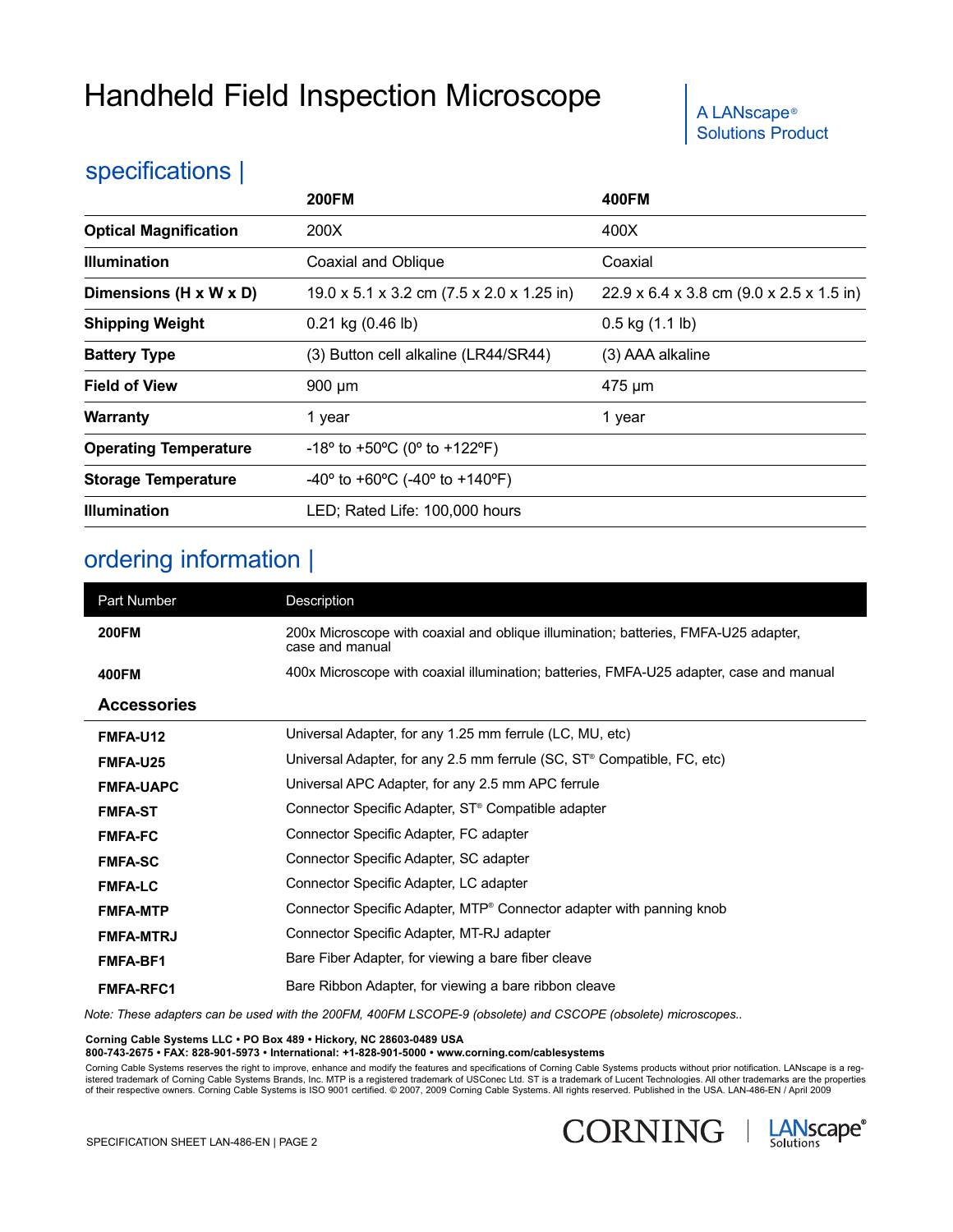# Handheld Field Inspection Microscope

A LANscape® Solutions Product

## specifications |

| | 200FM | 400FM |
|---|---|---|
| **Optical Magnification** | 200X | 400X |
| **Illumination** | Coaxial and Oblique | Coaxial |
| **Dimensions (H x W x D)** | 19.0 x 5.1 x 3.2 cm (7.5 x 2.0 x 1.25 in) | 22.9 x 6.4 x 3.8 cm (9.0 x 2.5 x 1.5 in) |
| **Shipping Weight** | 0.21 kg (0.46 lb) | 0.5 kg (1.1 lb) |
| **Battery Type** | (3) Button cell alkaline (LR44/SR44) | (3) AAA alkaline |
| **Field of View** | 900 µm | 475 µm |
| **Warranty** | 1 year | 1 year |
| **Operating Temperature** | -18º to +50ºC (0º to +122ºF) | |
| **Storage Temperature** | -40º to +60ºC (-40º to +140ºF) | |
| **Illumination** | LED; Rated Life: 100,000 hours | |

## ordering information |

| Part Number | Description |
|---|---|
| **200FM** | 200x Microscope with coaxial and oblique illumination; batteries, FMFA-U25 adapter, case and manual |
| **400FM** | 400x Microscope with coaxial illumination; batteries, FMFA-U25 adapter, case and manual |
| **Accessories** | |
| **FMFA-U12** | Universal Adapter, for any 1.25 mm ferrule (LC, MU, etc) |
| **FMFA-U25** | Universal Adapter, for any 2.5 mm ferrule (SC, ST® Compatible, FC, etc) |
| **FMFA-UAPC** | Universal APC Adapter, for any 2.5 mm APC ferrule |
| **FMFA-ST** | Connector Specific Adapter, ST® Compatible adapter |
| **FMFA-FC** | Connector Specific Adapter, FC adapter |
| **FMFA-SC** | Connector Specific Adapter, SC adapter |
| **FMFA-LC** | Connector Specific Adapter, LC adapter |
| **FMFA-MTP** | Connector Specific Adapter, MTP® Connector adapter with panning knob |
| **FMFA-MTRJ** | Connector Specific Adapter, MT-RJ adapter |
| **FMFA-BF1** | Bare Fiber Adapter, for viewing a bare fiber cleave |
| **FMFA-RFC1** | Bare Ribbon Adapter, for viewing a bare ribbon cleave |

*Note: These adapters can be used with the 200FM, 400FM LSCOPE-9 (obsolete) and CSCOPE (obsolete) microscopes..*

**Corning Cable Systems LLC • PO Box 489 • Hickory, NC 28603-0489 USA**
**800-743-2675 • FAX: 828-901-5973 • International: +1-828-901-5000 • www.corning.com/cablesystems**

Corning Cable Systems reserves the right to improve, enhance and modify the features and specifications of Corning Cable Systems products without prior notification. LANscape is a registered trademark of Corning Cable Systems Brands, Inc. MTP is a registered trademark of USConec Ltd. ST is a trademark of Lucent Technologies. All other trademarks are the properties of their respective owners. Corning Cable Systems is ISO 9001 certified. © 2007, 2009 Corning Cable Systems. All rights reserved. Published in the USA. LAN-486-EN / April 2009

SPECIFICATION SHEET LAN-486-EN

CORNING | LANscape® Solutions